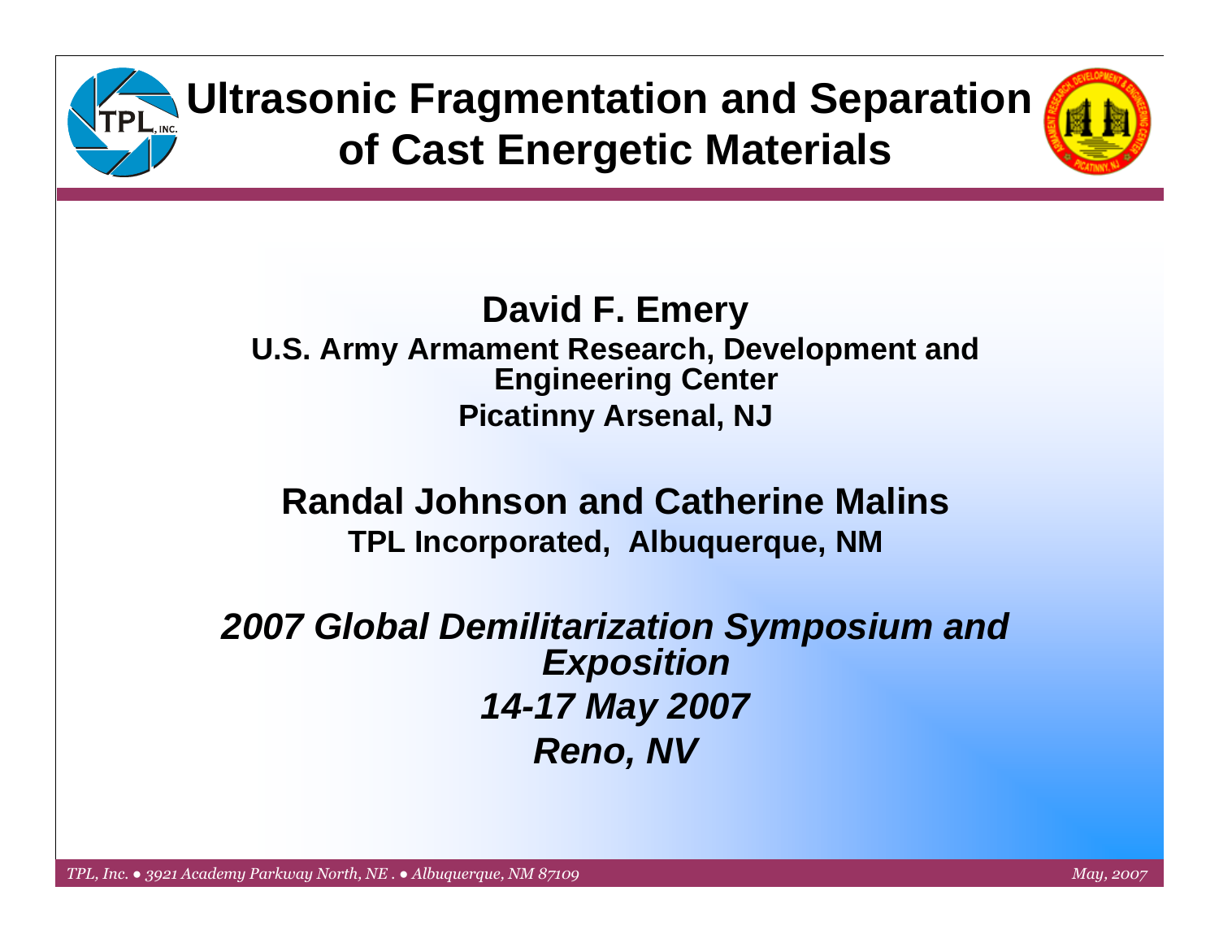# Ultrasonic Fragmentation and Separation of Cast Energetic Materials

**David F. Emery**
**U.S. Army Armament Research, Development and Engineering Center**
**Picatinny Arsenal, NJ**

**Randal Johnson and Catherine Malins**
**TPL Incorporated, Albuquerque, NM**

***2007 Global Demilitarization Symposium and Exposition***
***14-17 May 2007***
***Reno, NV***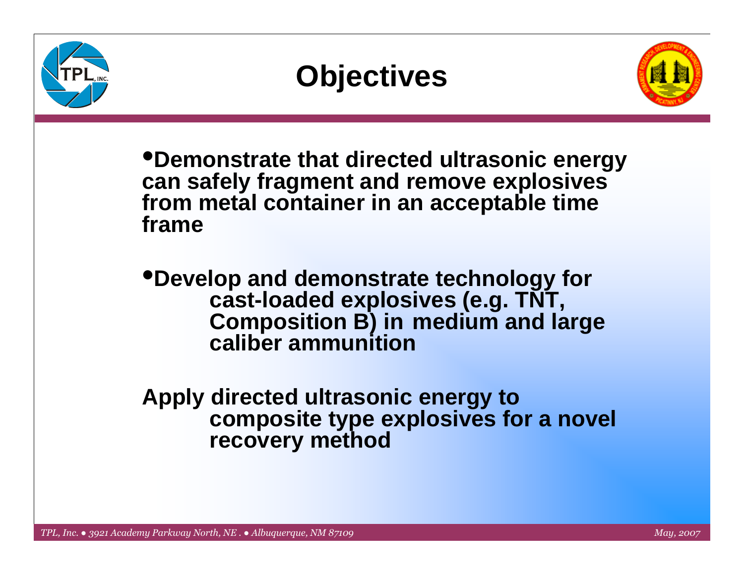# Objectives

- **Demonstrate that directed ultrasonic energy can safely fragment and remove explosives from metal container in an acceptable time frame**

- **Develop and demonstrate technology for cast-loaded explosives (e.g. TNT, Composition B) in medium and large caliber ammunition**

**Apply directed ultrasonic energy to composite type explosives for a novel recovery method**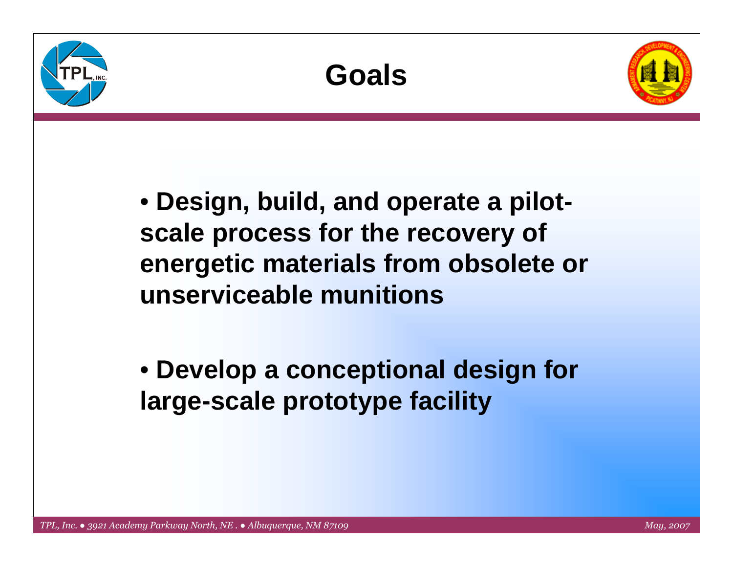# Goals

- **Design, build, and operate a pilot-scale process for the recovery of energetic materials from obsolete or unserviceable munitions**

- **Develop a conceptional design for large-scale prototype facility**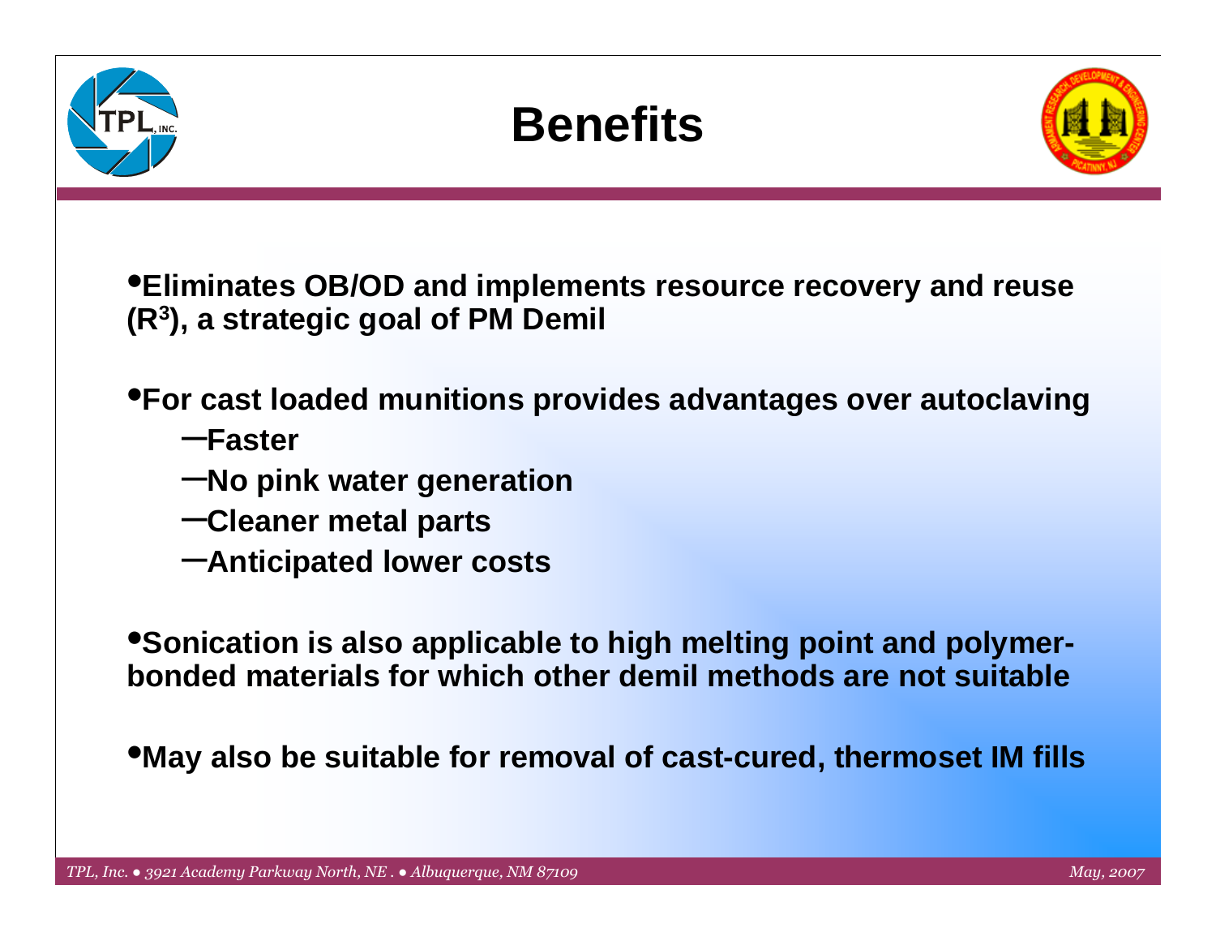# Benefits

- **Eliminates OB/OD and implements resource recovery and reuse ($R^3$), a strategic goal of PM Demil**
- **For cast loaded munitions provides advantages over autoclaving**
  - **Faster**
  - **No pink water generation**
  - **Cleaner metal parts**
  - **Anticipated lower costs**
- **Sonication is also applicable to high melting point and polymer-bonded materials for which other demil methods are not suitable**
- **May also be suitable for removal of cast-cured, thermoset IM fills**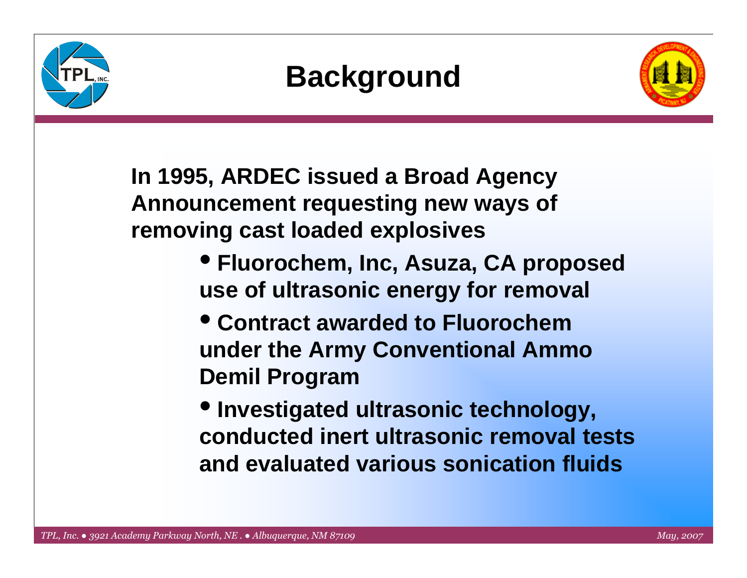# Background

**In 1995, ARDEC issued a Broad Agency Announcement requesting new ways of removing cast loaded explosives**

- **Fluorochem, Inc, Asuza, CA proposed use of ultrasonic energy for removal**
- **Contract awarded to Fluorochem under the Army Conventional Ammo Demil Program**
- **Investigated ultrasonic technology, conducted inert ultrasonic removal tests and evaluated various sonication fluids**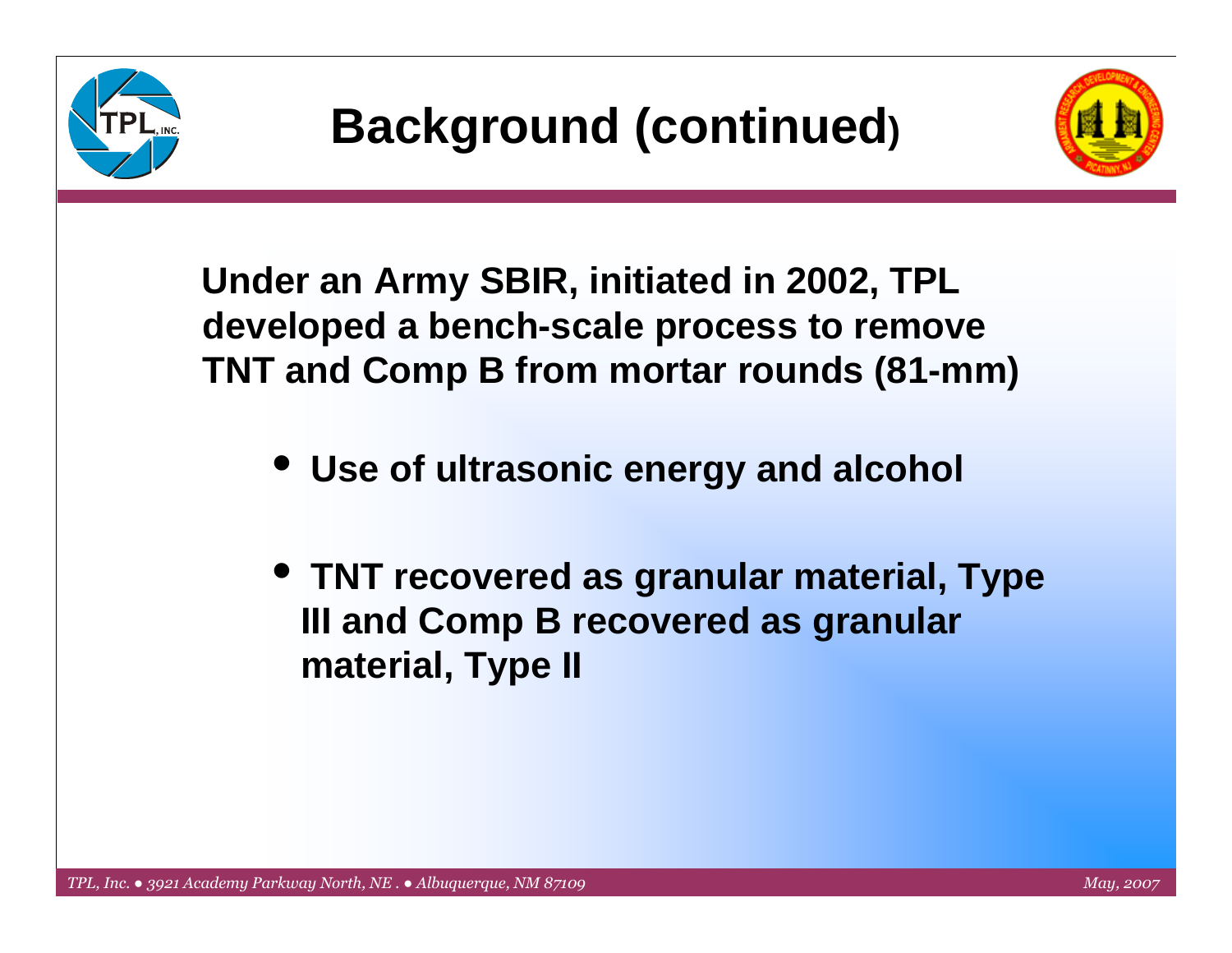# Background (continued)

**Under an Army SBIR, initiated in 2002, TPL developed a bench-scale process to remove TNT and Comp B from mortar rounds (81-mm)**

- **Use of ultrasonic energy and alcohol**
- **TNT recovered as granular material, Type III and Comp B recovered as granular material, Type II**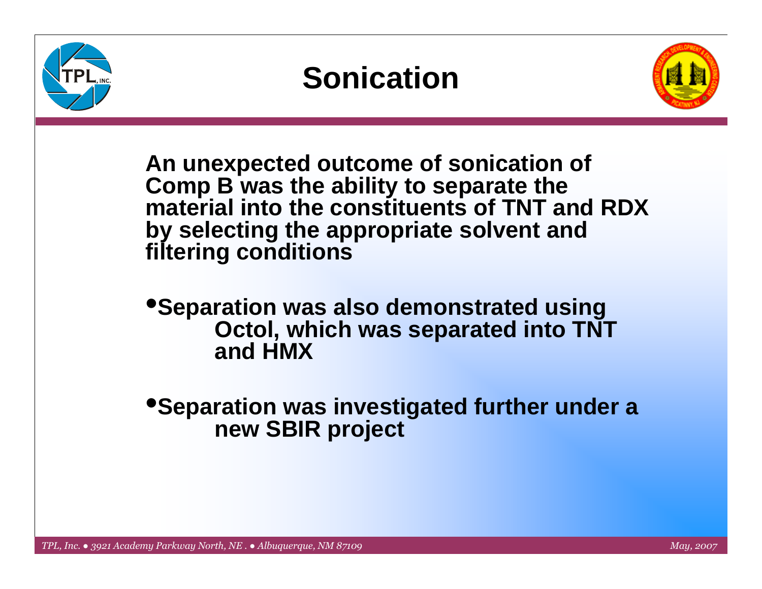# Sonication

**An unexpected outcome of sonication of Comp B was the ability to separate the material into the constituents of TNT and RDX by selecting the appropriate solvent and filtering conditions**

- **Separation was also demonstrated using Octol, which was separated into TNT and HMX**
- **Separation was investigated further under a new SBIR project**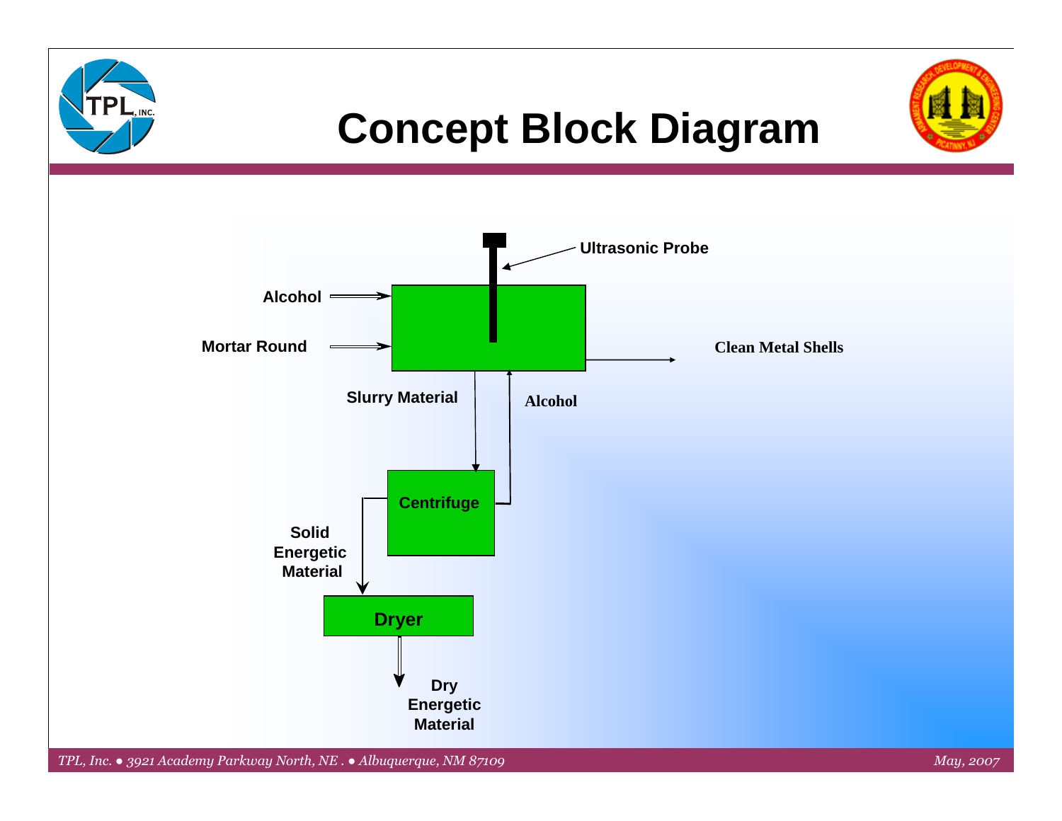# Concept Block Diagram

Ultrasonic Probe

Alcohol

Mortar Round

Clean Metal Shells

Slurry Material

Alcohol

Centrifuge

Solid Energetic Material

Dryer

Dry Energetic Material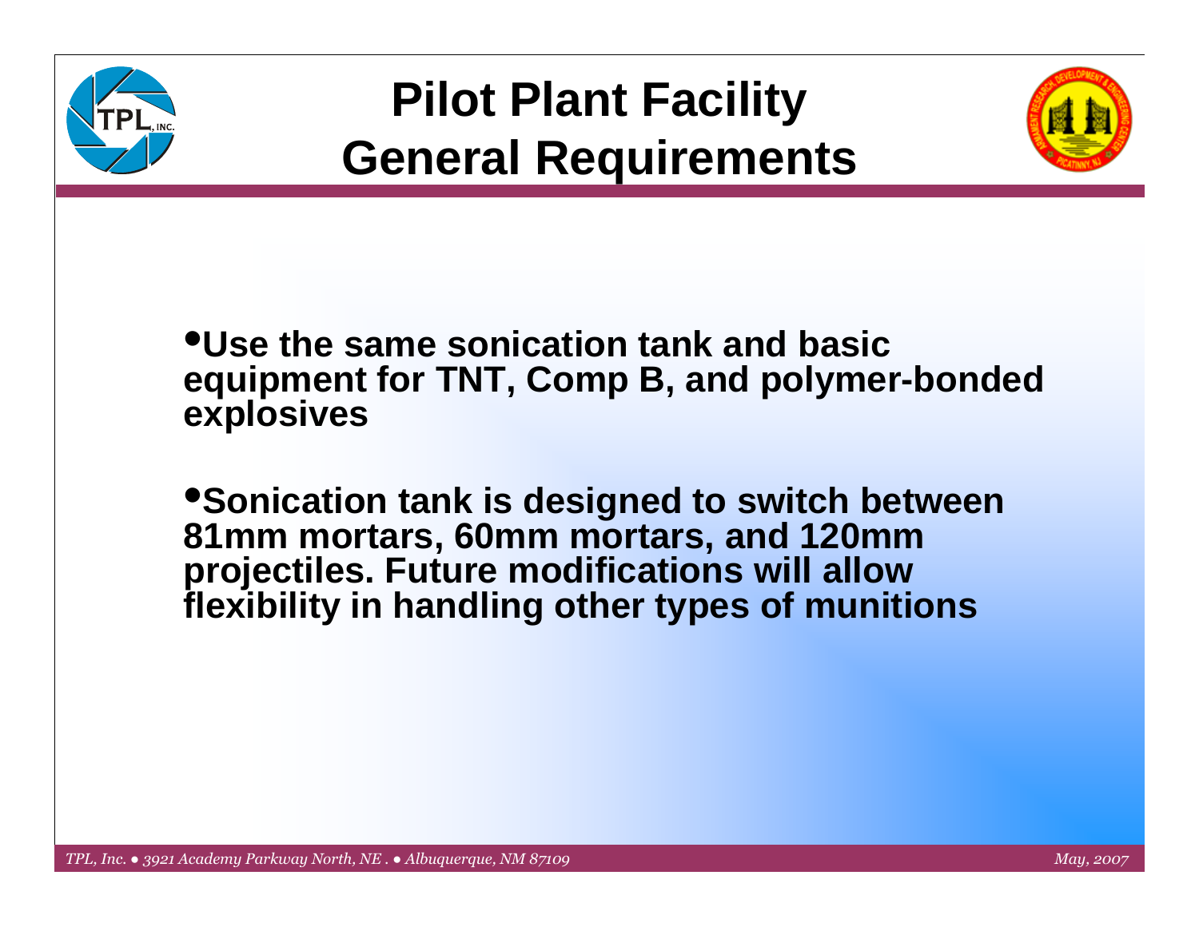# Pilot Plant Facility General Requirements

- **Use the same sonication tank and basic equipment for TNT, Comp B, and polymer-bonded explosives**

- **Sonication tank is designed to switch between 81mm mortars, 60mm mortars, and 120mm projectiles. Future modifications will allow flexibility in handling other types of munitions**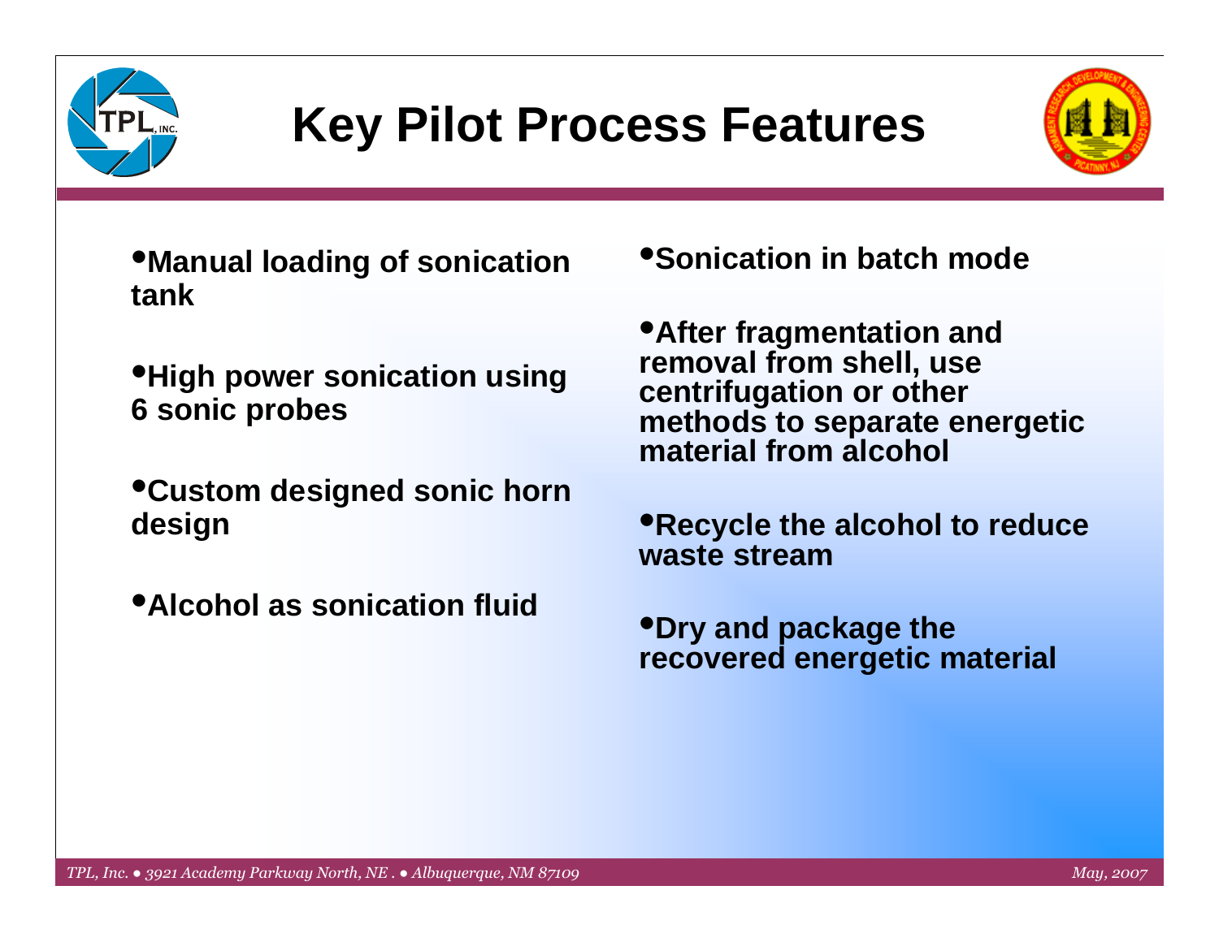# Key Pilot Process Features

- **Manual loading of sonication tank**
- **High power sonication using 6 sonic probes**
- **Custom designed sonic horn design**
- **Alcohol as sonication fluid**
- **Sonication in batch mode**
- **After fragmentation and removal from shell, use centrifugation or other methods to separate energetic material from alcohol**
- **Recycle the alcohol to reduce waste stream**
- **Dry and package the recovered energetic material**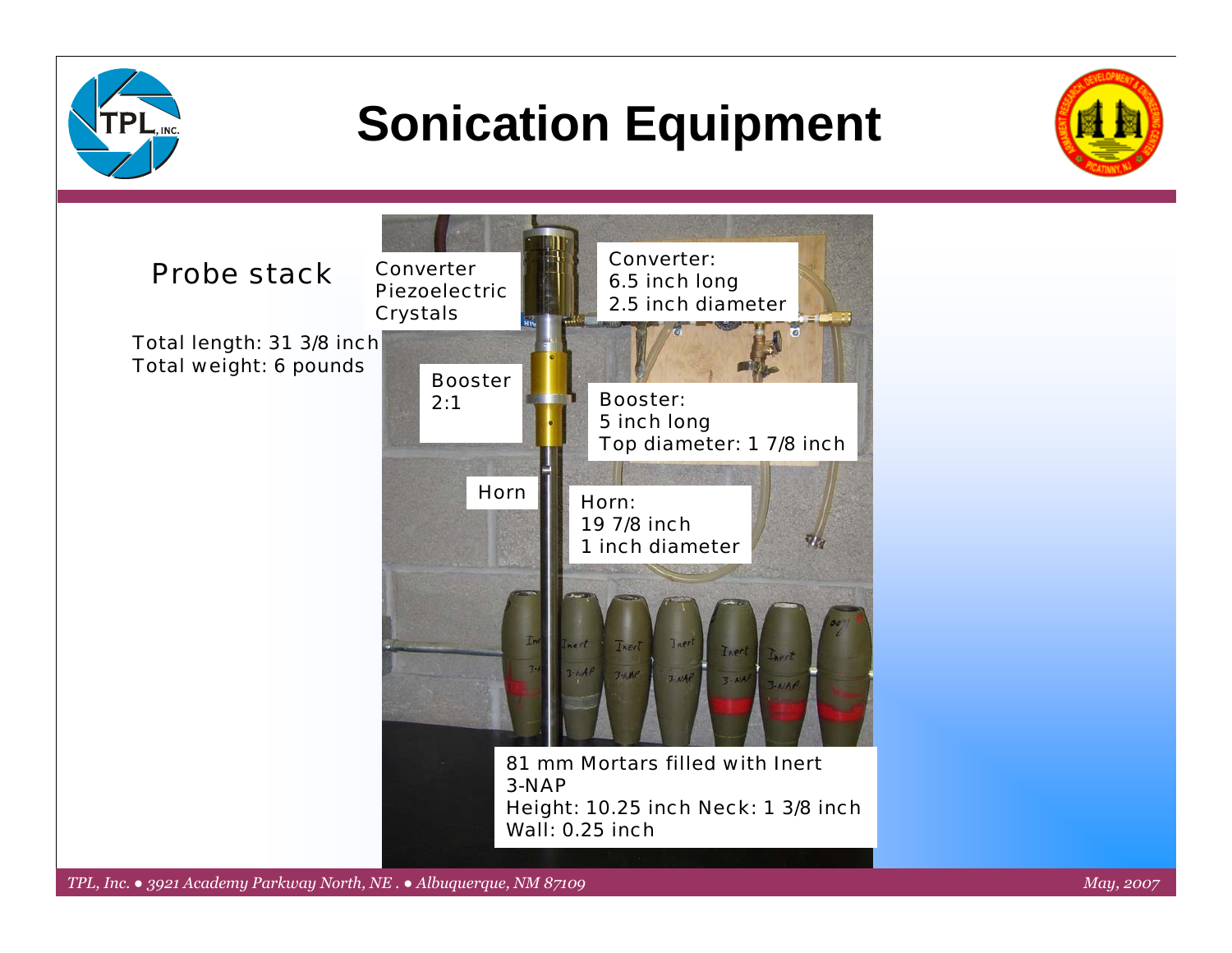# Sonication Equipment

Probe stack

Total length: 31 3/8 inch
Total weight: 6 pounds

Converter Piezoelectric Crystals

Converter:
6.5 inch long
2.5 inch diameter

Booster 2:1

Booster:
5 inch long
Top diameter: 1 7/8 inch

Horn

Horn:
19 7/8 inch
1 inch diameter

81 mm Mortars filled with Inert 3-NAP
Height: 10.25 inch Neck: 1 3/8 inch
Wall: 0.25 inch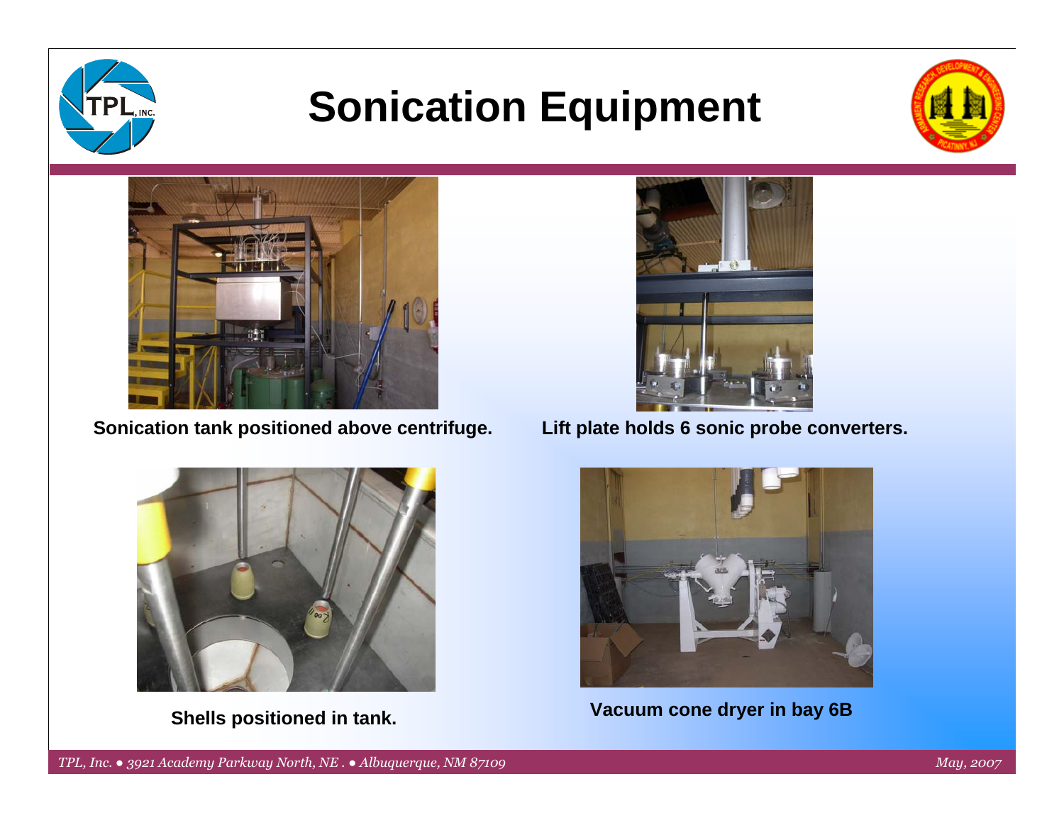# Sonication Equipment

Sonication tank positioned above centrifuge.

Lift plate holds 6 sonic probe converters.

Shells positioned in tank.

Vacuum cone dryer in bay 6B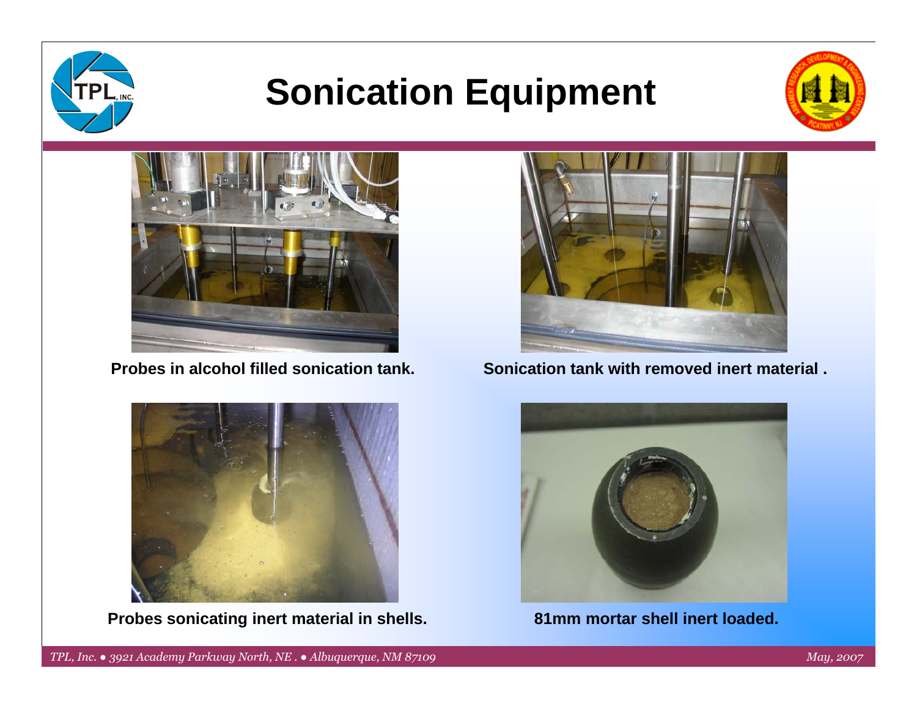# Sonication Equipment

Probes in alcohol filled sonication tank.

Sonication tank with removed inert material .

Probes sonicating inert material in shells.

81mm mortar shell inert loaded.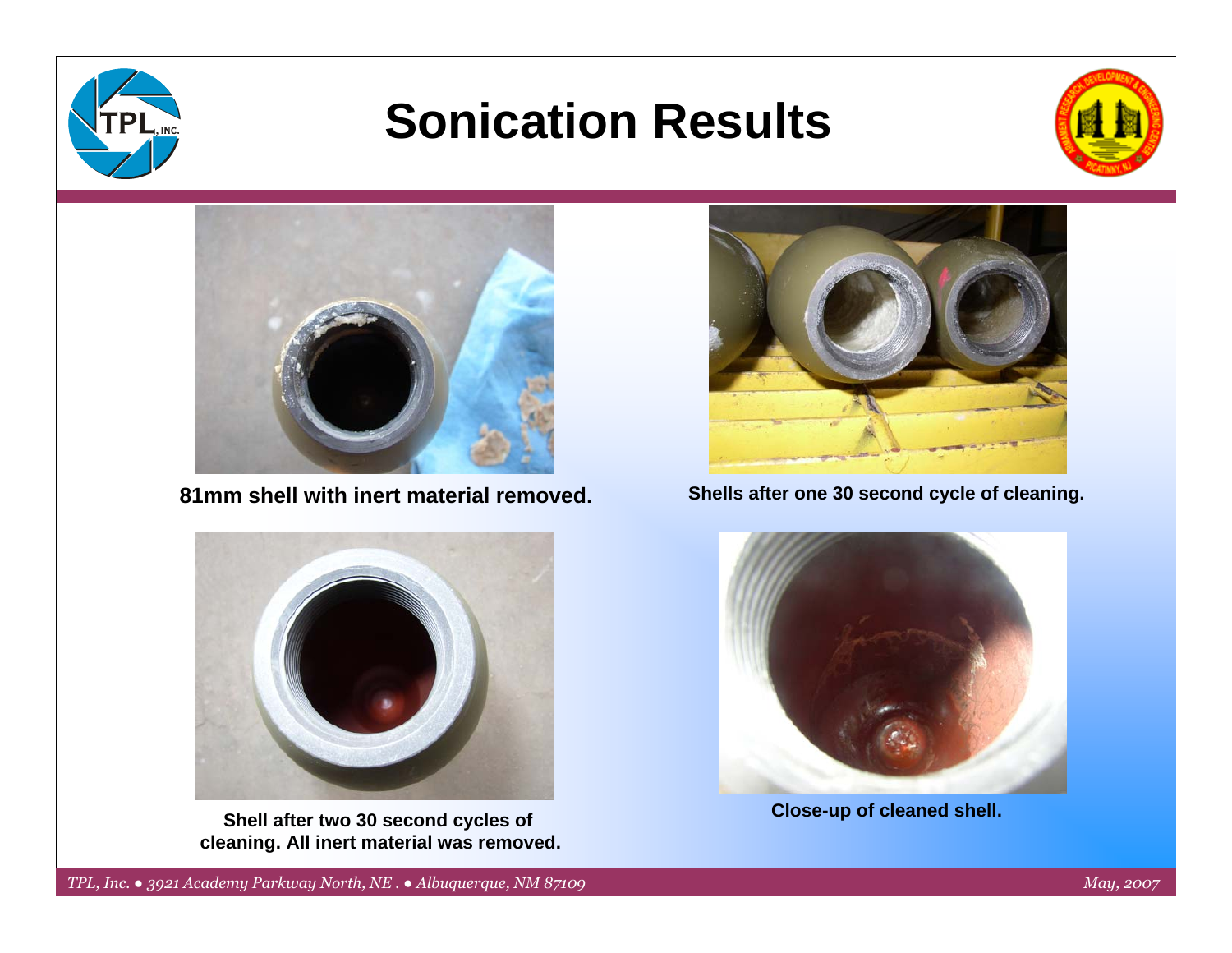# Sonication Results

81mm shell with inert material removed.

Shells after one 30 second cycle of cleaning.

Shell after two 30 second cycles of cleaning. All inert material was removed.

Close-up of cleaned shell.

*TPL, Inc. ● 3921 Academy Parkway North, NE . ● Albuquerque, NM 87109*

*May, 2007*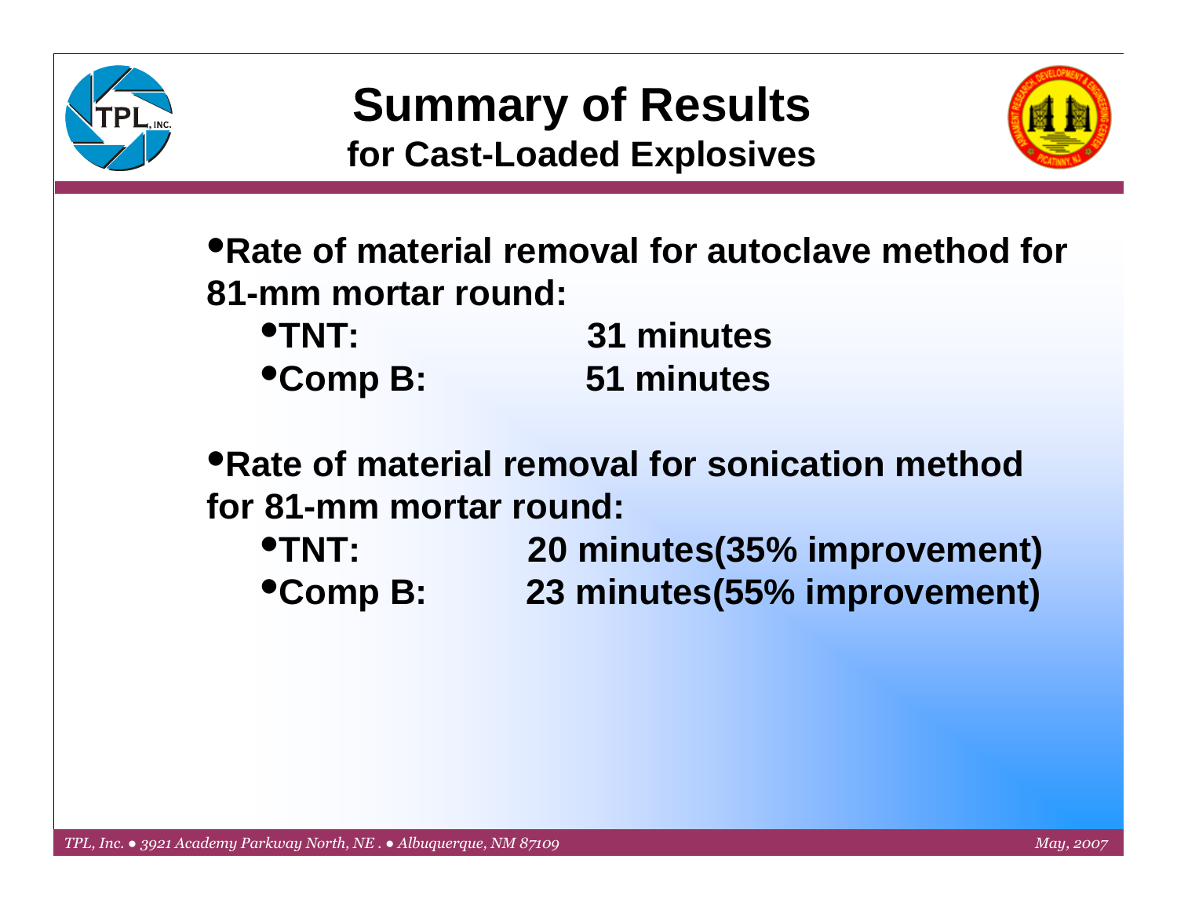# Summary of Results

## for Cast-Loaded Explosives

- Rate of material removal for autoclave method for 81-mm mortar round:
  - TNT: 31 minutes
  - Comp B: 51 minutes

- Rate of material removal for sonication method for 81-mm mortar round:
  - TNT: 20 minutes(35% improvement)
  - Comp B: 23 minutes(55% improvement)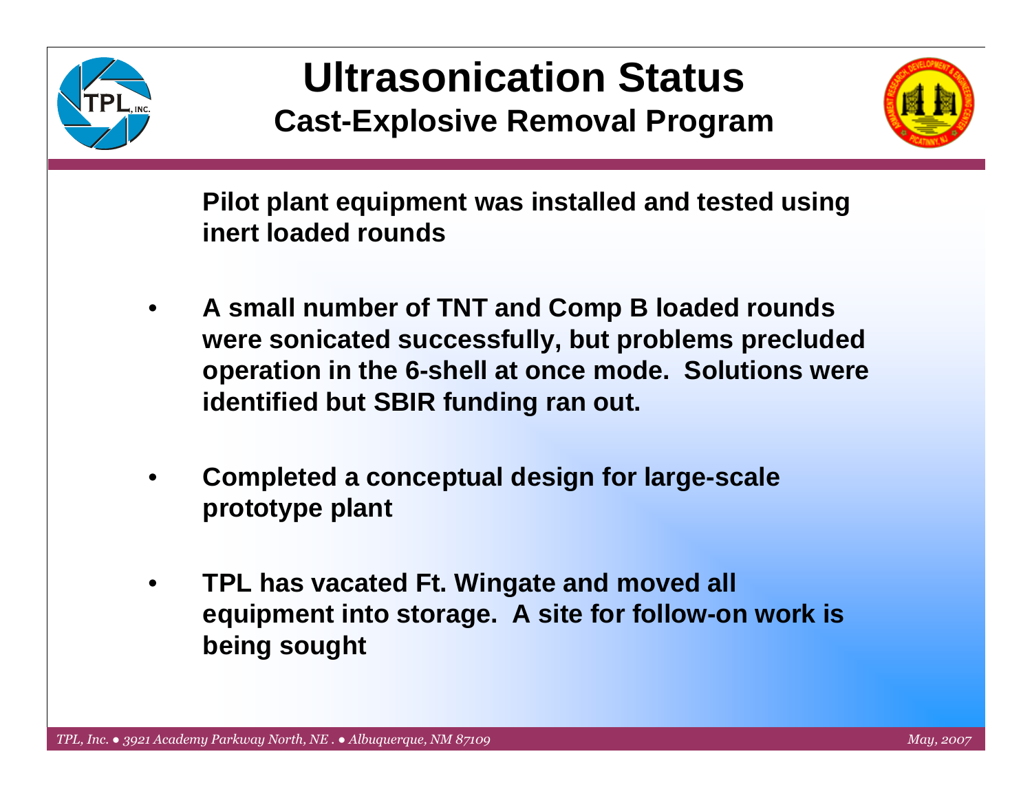# Ultrasonication Status

## Cast-Explosive Removal Program

**Pilot plant equipment was installed and tested using inert loaded rounds**

- **A small number of TNT and Comp B loaded rounds were sonicated successfully, but problems precluded operation in the 6-shell at once mode. Solutions were identified but SBIR funding ran out.**
- **Completed a conceptual design for large-scale prototype plant**
- **TPL has vacated Ft. Wingate and moved all equipment into storage. A site for follow-on work is being sought**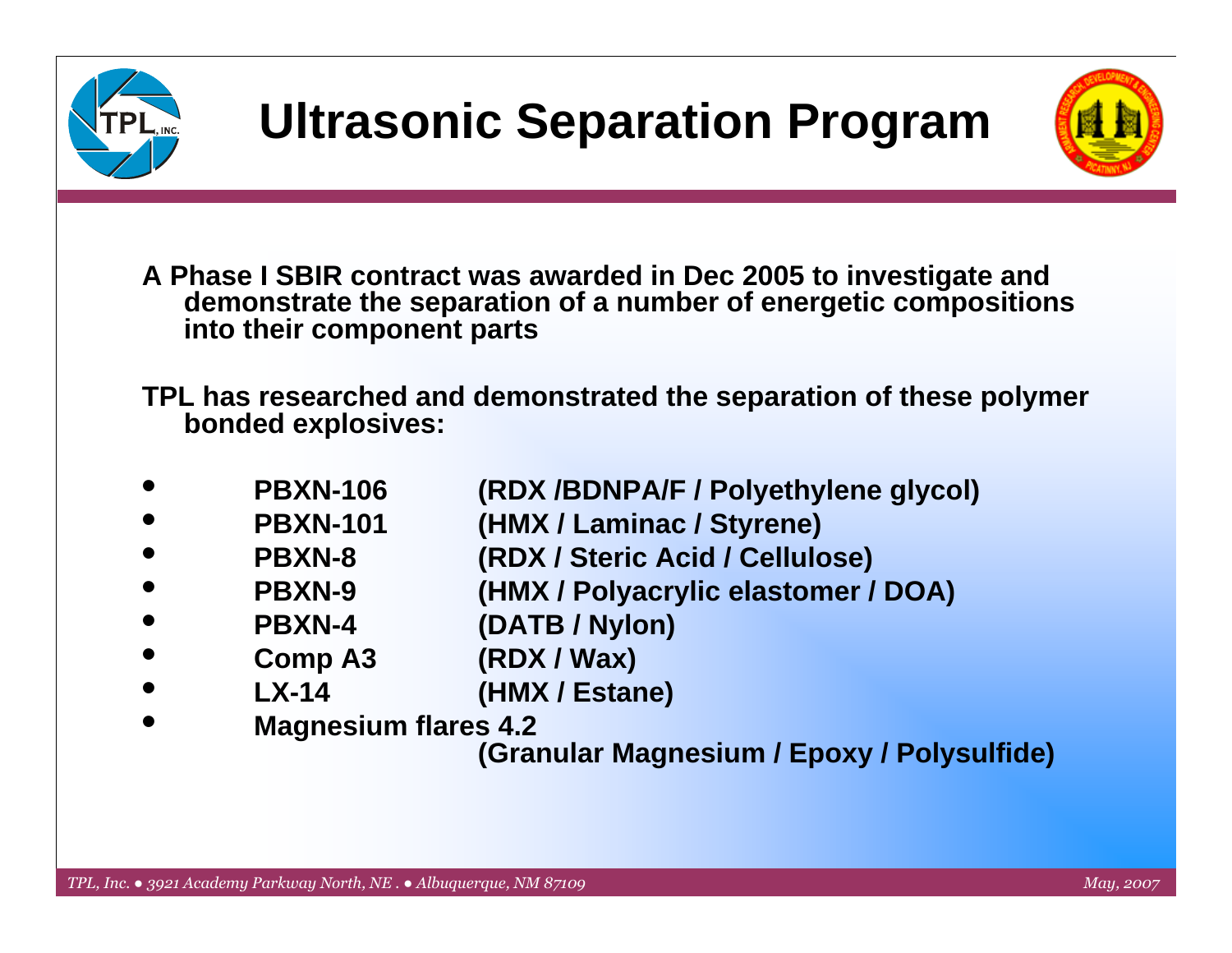# Ultrasonic Separation Program

**A Phase I SBIR contract was awarded in Dec 2005 to investigate and demonstrate the separation of a number of energetic compositions into their component parts**

**TPL has researched and demonstrated the separation of these polymer bonded explosives:**

- **PBXN-106** **(RDX /BDNPA/F / Polyethylene glycol)**
- **PBXN-101** **(HMX / Laminac / Styrene)**
- **PBXN-8** **(RDX / Steric Acid / Cellulose)**
- **PBXN-9** **(HMX / Polyacrylic elastomer / DOA)**
- **PBXN-4** **(DATB / Nylon)**
- **Comp A3** **(RDX / Wax)**
- **LX-14** **(HMX / Estane)**
- **Magnesium flares 4.2** **(Granular Magnesium / Epoxy / Polysulfide)**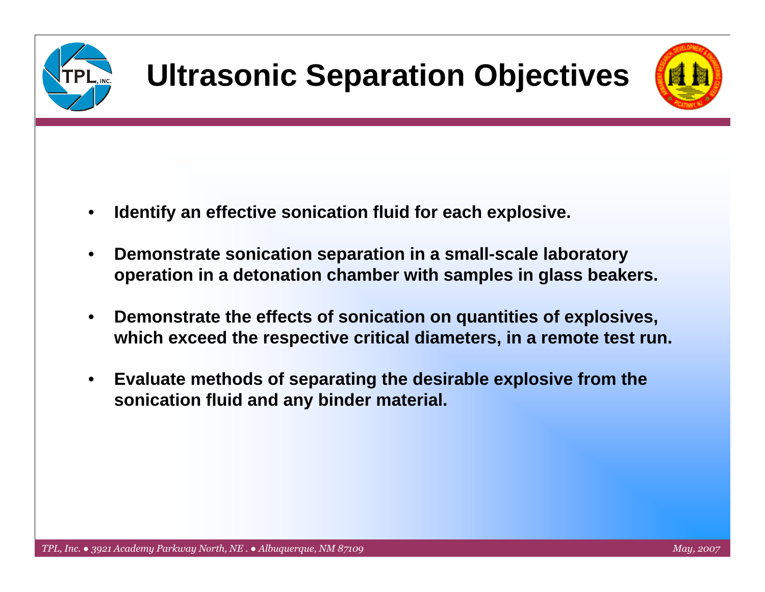# Ultrasonic Separation Objectives

- **Identify an effective sonication fluid for each explosive.**
- **Demonstrate sonication separation in a small-scale laboratory operation in a detonation chamber with samples in glass beakers.**
- **Demonstrate the effects of sonication on quantities of explosives, which exceed the respective critical diameters, in a remote test run.**
- **Evaluate methods of separating the desirable explosive from the sonication fluid and any binder material.**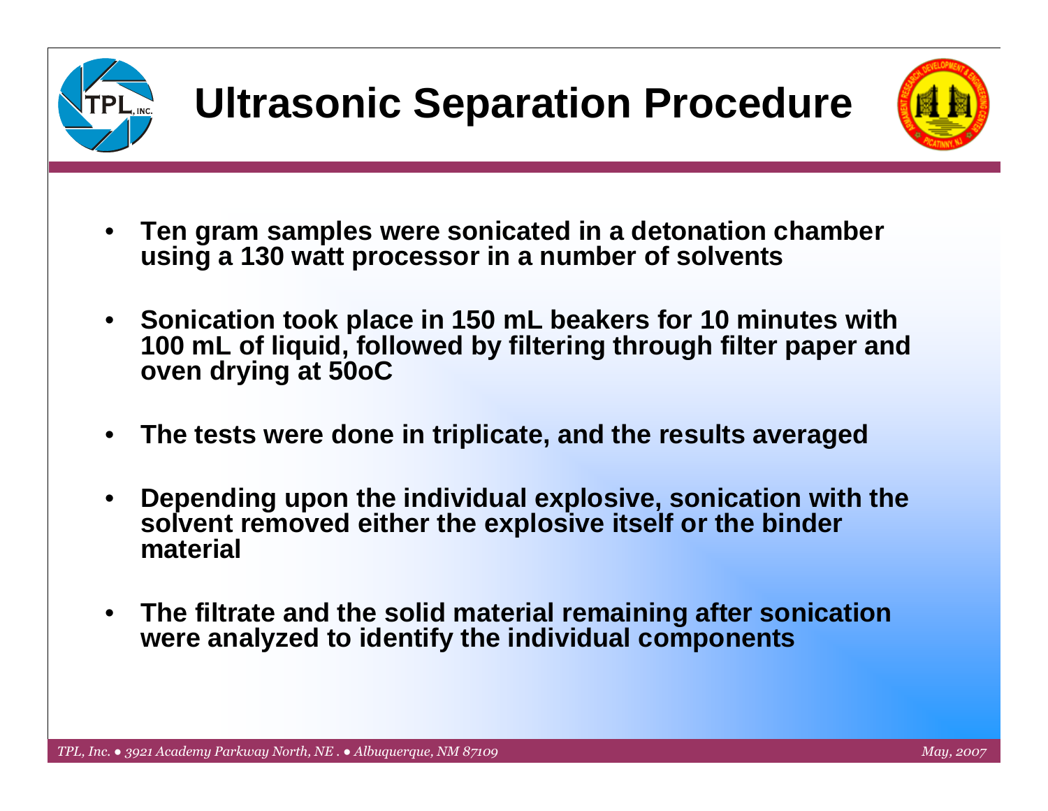# Ultrasonic Separation Procedure

- **Ten gram samples were sonicated in a detonation chamber using a 130 watt processor in a number of solvents**
- **Sonication took place in 150 mL beakers for 10 minutes with 100 mL of liquid, followed by filtering through filter paper and oven drying at 50oC**
- **The tests were done in triplicate, and the results averaged**
- **Depending upon the individual explosive, sonication with the solvent removed either the explosive itself or the binder material**
- **The filtrate and the solid material remaining after sonication were analyzed to identify the individual components**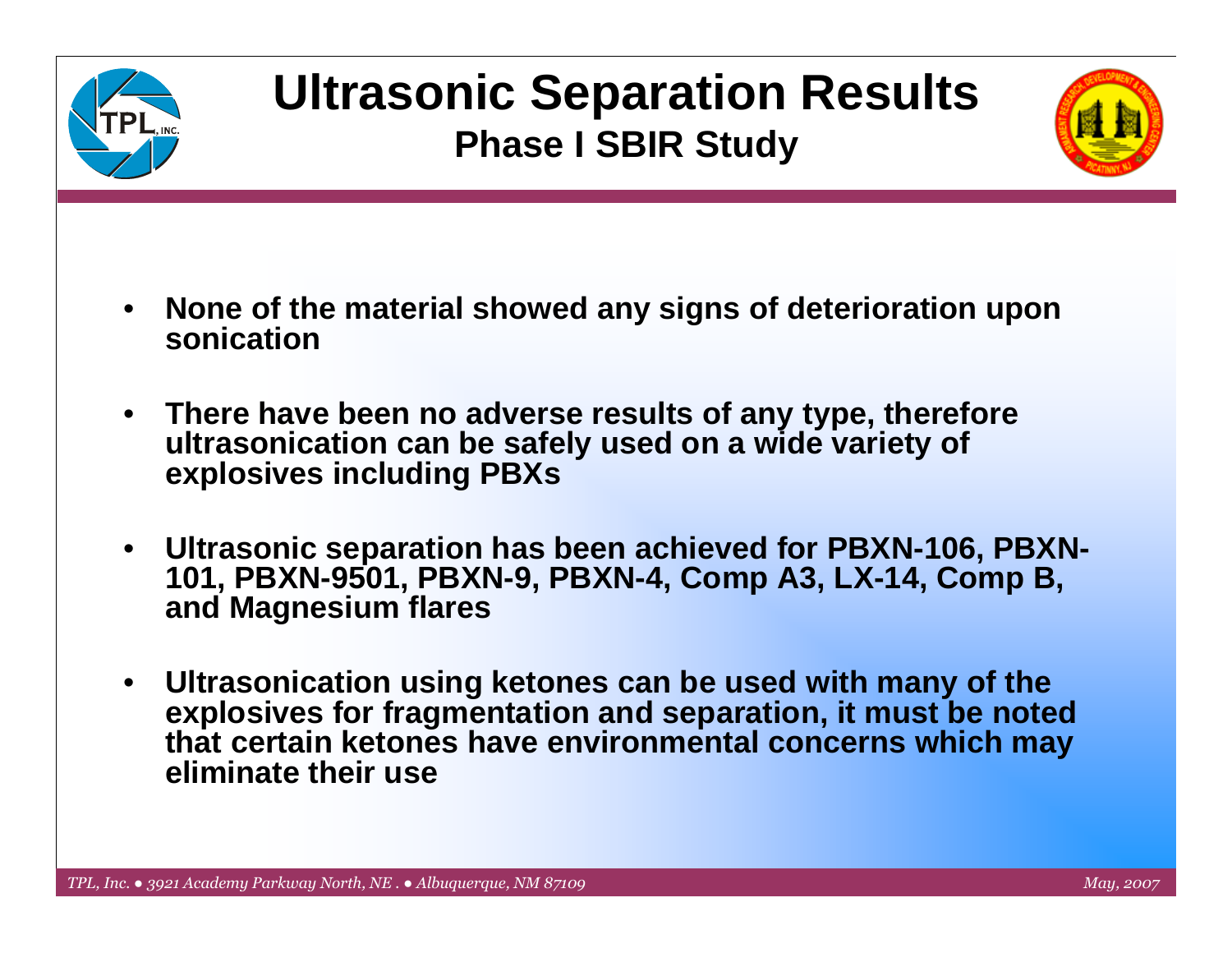# Ultrasonic Separation Results

## Phase I SBIR Study

- **None of the material showed any signs of deterioration upon sonication**
- **There have been no adverse results of any type, therefore ultrasonication can be safely used on a wide variety of explosives including PBXs**
- **Ultrasonic separation has been achieved for PBXN-106, PBXN-101, PBXN-9501, PBXN-9, PBXN-4, Comp A3, LX-14, Comp B, and Magnesium flares**
- **Ultrasonication using ketones can be used with many of the explosives for fragmentation and separation, it must be noted that certain ketones have environmental concerns which may eliminate their use**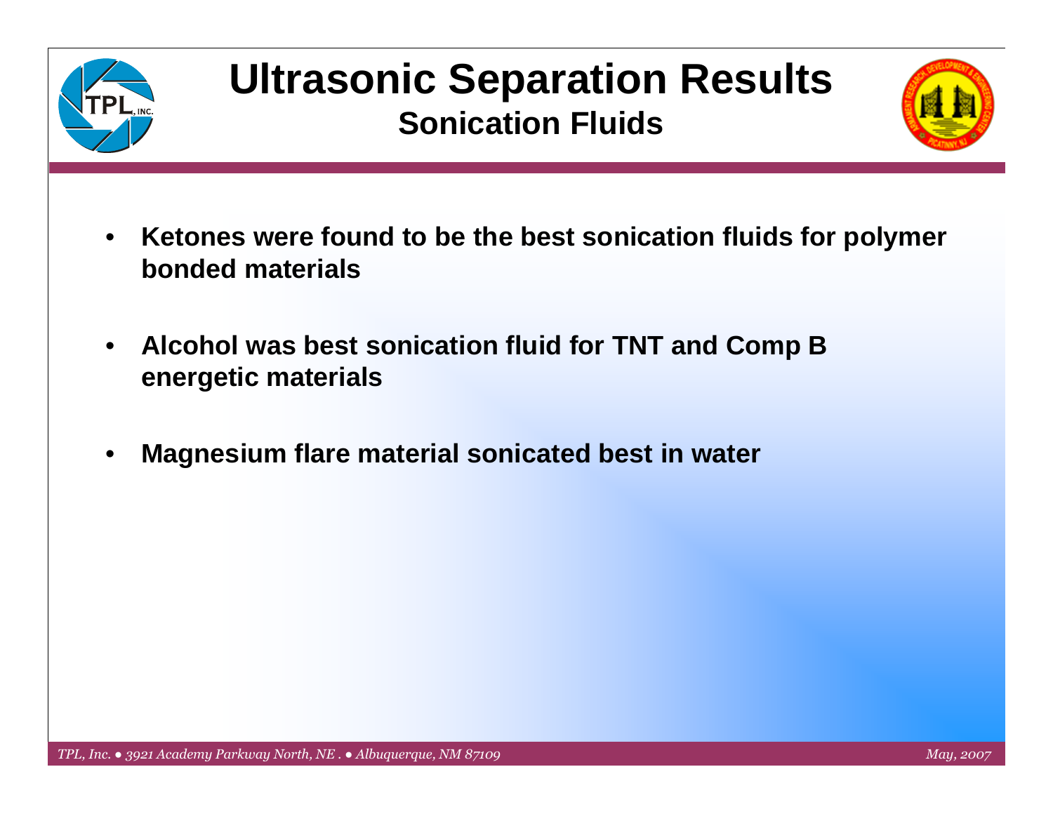# Ultrasonic Separation Results

## Sonication Fluids

- **Ketones were found to be the best sonication fluids for polymer bonded materials**
- **Alcohol was best sonication fluid for TNT and Comp B energetic materials**
- **Magnesium flare material sonicated best in water**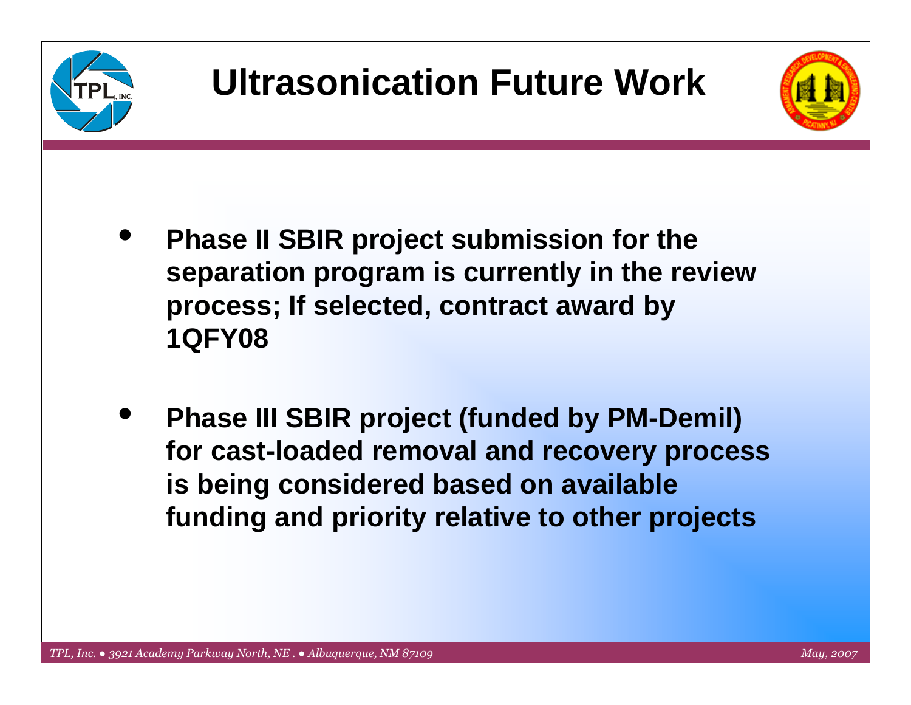# Ultrasonication Future Work

- **Phase II SBIR project submission for the separation program is currently in the review process; If selected, contract award by 1QFY08**

- **Phase III SBIR project (funded by PM-Demil) for cast-loaded removal and recovery process is being considered based on available funding and priority relative to other projects**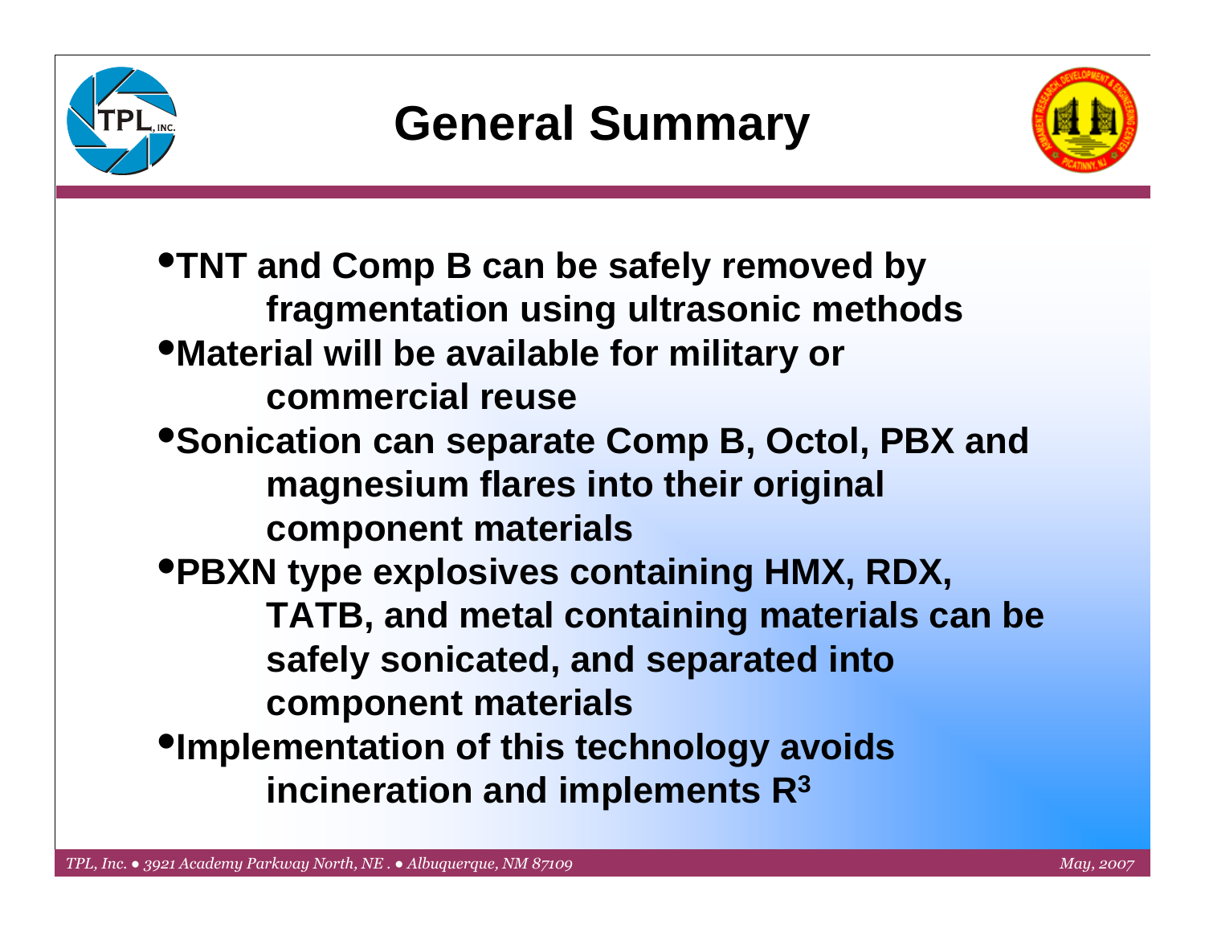# General Summary

- TNT and Comp B can be safely removed by fragmentation using ultrasonic methods
- Material will be available for military or commercial reuse
- Sonication can separate Comp B, Octol, PBX and magnesium flares into their original component materials
- PBXN type explosives containing HMX, RDX, TATB, and metal containing materials can be safely sonicated, and separated into component materials
- Implementation of this technology avoids incineration and implements $R^3$